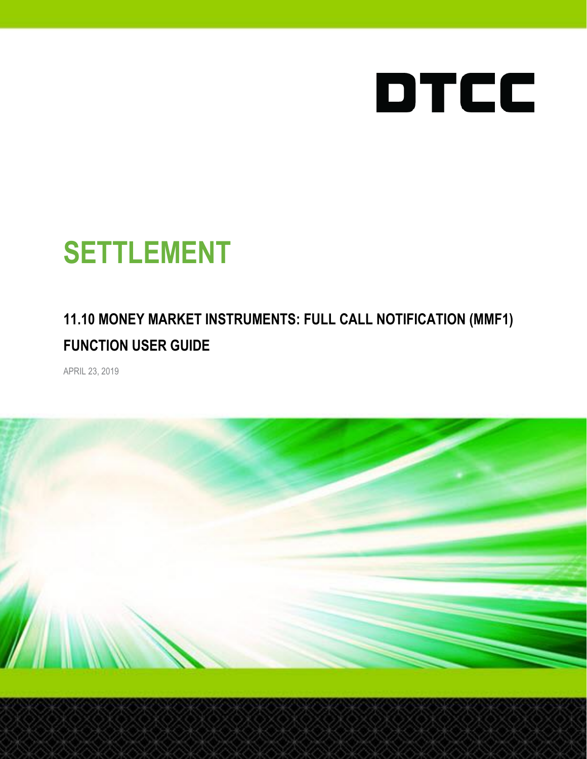DTCC

# SETTLEMENT

## 11.10 MONEY MARKET INSTRUMENTS: FULL CALL NOTIFICATION (MMF1) FUNCTION USER GUIDE

APRIL 23, 2019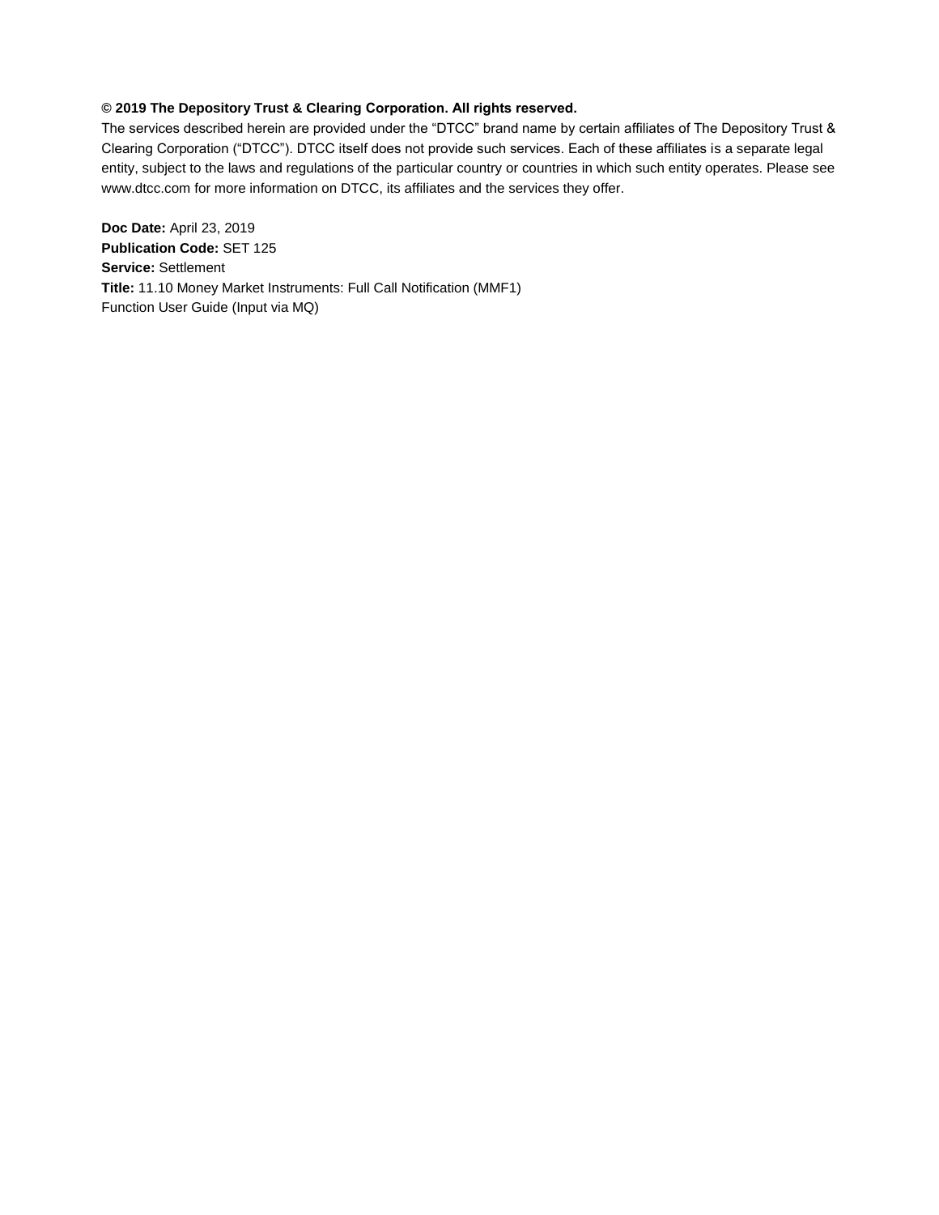**© 2019 The Depository Trust & Clearing Corporation. All rights reserved.**

The services described herein are provided under the “DTCC” brand name by certain affiliates of The Depository Trust & Clearing Corporation (“DTCC”). DTCC itself does not provide such services. Each of these affiliates is a separate legal entity, subject to the laws and regulations of the particular country or countries in which such entity operates. Please see www.dtcc.com for more information on DTCC, its affiliates and the services they offer.

**Doc Date:** April 23, 2019
**Publication Code:** SET 125
**Service:** Settlement
**Title:** 11.10 Money Market Instruments: Full Call Notification (MMF1) Function User Guide (Input via MQ)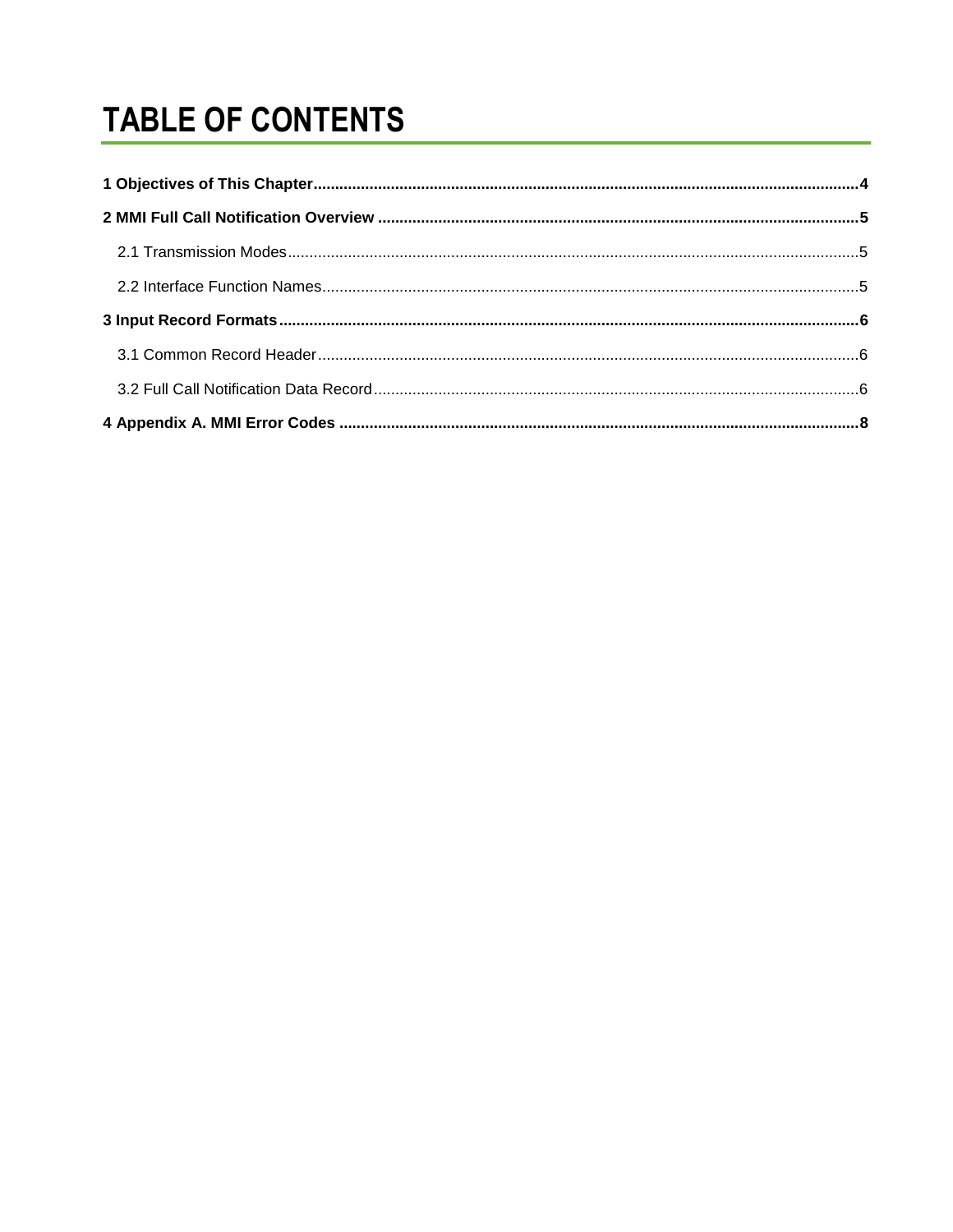# TABLE OF CONTENTS

**1 Objectives of This Chapter....................................................................................................................4**

**2 MMI Full Call Notification Overview .....................................................................................................5**

2.1 Transmission Modes.........................................................................................................................5

2.2 Interface Function Names.................................................................................................................5

**3 Input Record Formats............................................................................................................................6**

3.1 Common Record Header..................................................................................................................6

3.2 Full Call Notification Data Record.....................................................................................................6

**4 Appendix A. MMI Error Codes ..............................................................................................................8**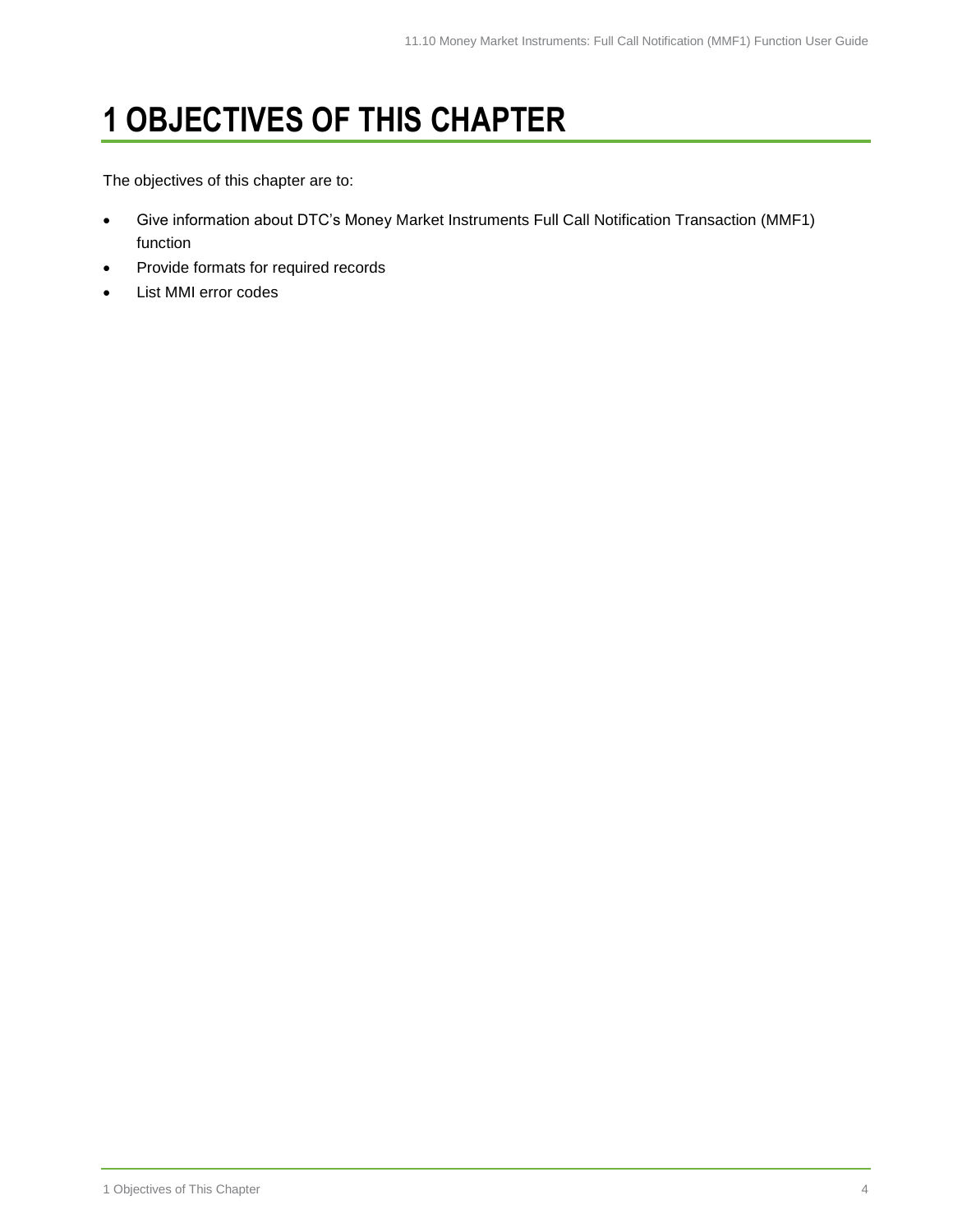# 1 OBJECTIVES OF THIS CHAPTER

The objectives of this chapter are to:

- Give information about DTC's Money Market Instruments Full Call Notification Transaction (MMF1) function
- Provide formats for required records
- List MMI error codes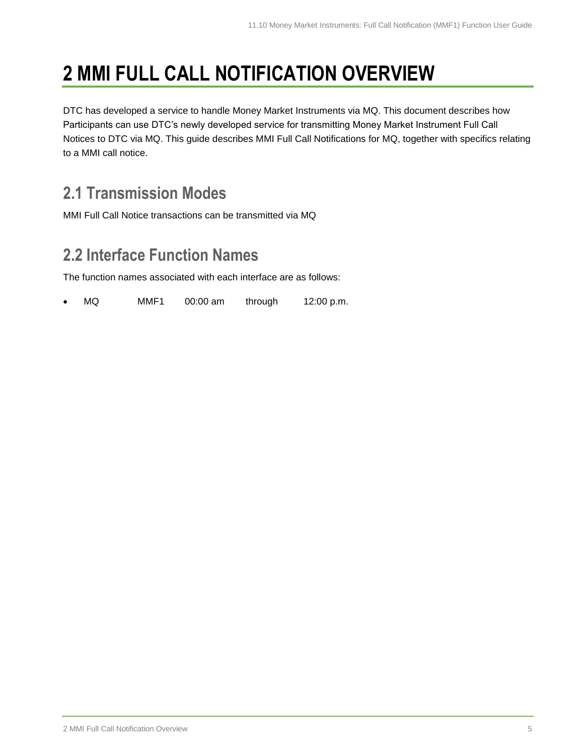# 2 MMI FULL CALL NOTIFICATION OVERVIEW

DTC has developed a service to handle Money Market Instruments via MQ. This document describes how Participants can use DTC's newly developed service for transmitting Money Market Instrument Full Call Notices to DTC via MQ. This guide describes MMI Full Call Notifications for MQ, together with specifics relating to a MMI call notice.

## 2.1 Transmission Modes

MMI Full Call Notice transactions can be transmitted via MQ

## 2.2 Interface Function Names

The function names associated with each interface are as follows:

- MQ MMF1 00:00 am through 12:00 p.m.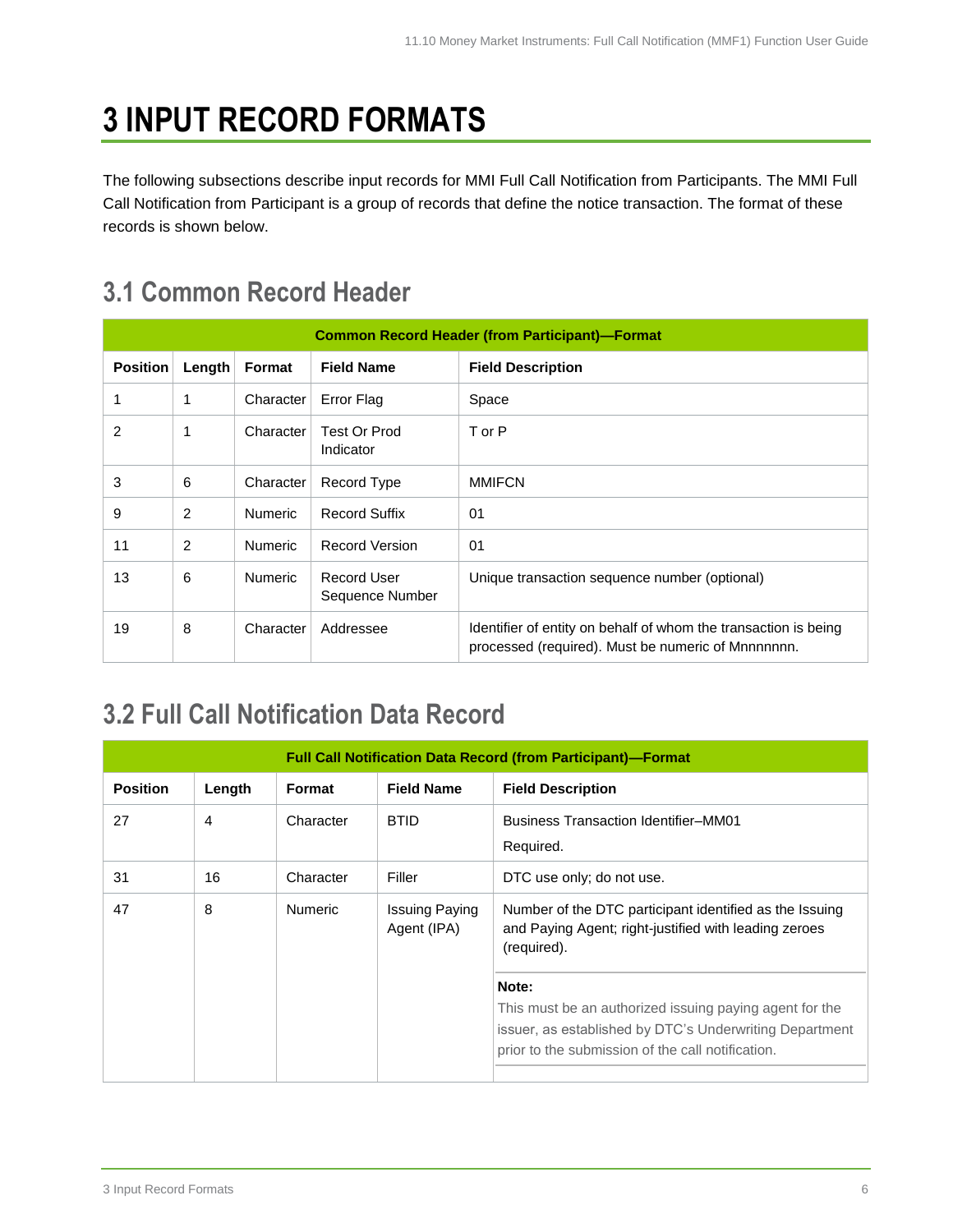# 3 INPUT RECORD FORMATS

The following subsections describe input records for MMI Full Call Notification from Participants. The MMI Full Call Notification from Participant is a group of records that define the notice transaction. The format of these records is shown below.

## 3.1 Common Record Header

| Common Record Header (from Participant)—Format | | | | |
|---|---|---|---|---|
| **Position** | **Length** | **Format** | **Field Name** | **Field Description** |
| 1 | 1 | Character | Error Flag | Space |
| 2 | 1 | Character | Test Or Prod Indicator | T or P |
| 3 | 6 | Character | Record Type | MMIFCN |
| 9 | 2 | Numeric | Record Suffix | 01 |
| 11 | 2 | Numeric | Record Version | 01 |
| 13 | 6 | Numeric | Record User Sequence Number | Unique transaction sequence number (optional) |
| 19 | 8 | Character | Addressee | Identifier of entity on behalf of whom the transaction is being processed (required). Must be numeric of Mnnnnnnn. |

## 3.2 Full Call Notification Data Record

| Full Call Notification Data Record (from Participant)—Format | | | | |
|---|---|---|---|---|
| **Position** | **Length** | **Format** | **Field Name** | **Field Description** |
| 27 | 4 | Character | BTID | Business Transaction Identifier–MM01<br>Required. |
| 31 | 16 | Character | Filler | DTC use only; do not use. |
| 47 | 8 | Numeric | Issuing Paying Agent (IPA) | Number of the DTC participant identified as the Issuing and Paying Agent; right-justified with leading zeroes (required).<br>**Note:**<br>This must be an authorized issuing paying agent for the issuer, as established by DTC's Underwriting Department prior to the submission of the call notification. |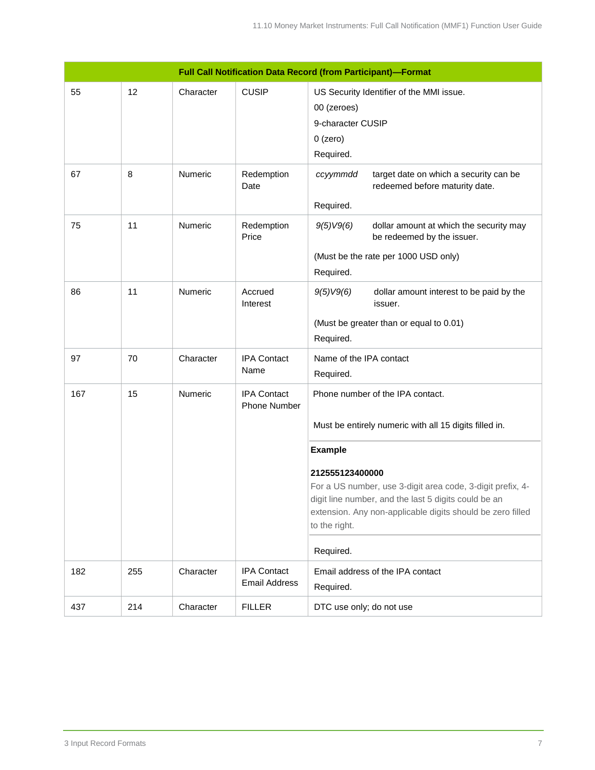| Full Call Notification Data Record (from Participant)—Format | | | | |
|---|---|---|---|---|
| 55 | 12 | Character | CUSIP | US Security Identifier of the MMI issue.<br>00 (zeroes)<br>9-character CUSIP<br>0 (zero)<br>Required. |
| 67 | 8 | Numeric | Redemption Date | *ccyymmdd* target date on which a security can be redeemed before maturity date.<br>Required. |
| 75 | 11 | Numeric | Redemption Price | *9(5)V9(6)* dollar amount at which the security may be redeemed by the issuer.<br>(Must be the rate per 1000 USD only)<br>Required. |
| 86 | 11 | Numeric | Accrued Interest | *9(5)V9(6)* dollar amount interest to be paid by the issuer.<br>(Must be greater than or equal to 0.01)<br>Required. |
| 97 | 70 | Character | IPA Contact Name | Name of the IPA contact<br>Required. |
| 167 | 15 | Numeric | IPA Contact Phone Number | Phone number of the IPA contact.<br>Must be entirely numeric with all 15 digits filled in.<br>**Example**<br>**212555123400000**<br>For a US number, use 3-digit area code, 3-digit prefix, 4-digit line number, and the last 5 digits could be an extension. Any non-applicable digits should be zero filled to the right.<br>Required. |
| 182 | 255 | Character | IPA Contact Email Address | Email address of the IPA contact<br>Required. |
| 437 | 214 | Character | FILLER | DTC use only; do not use |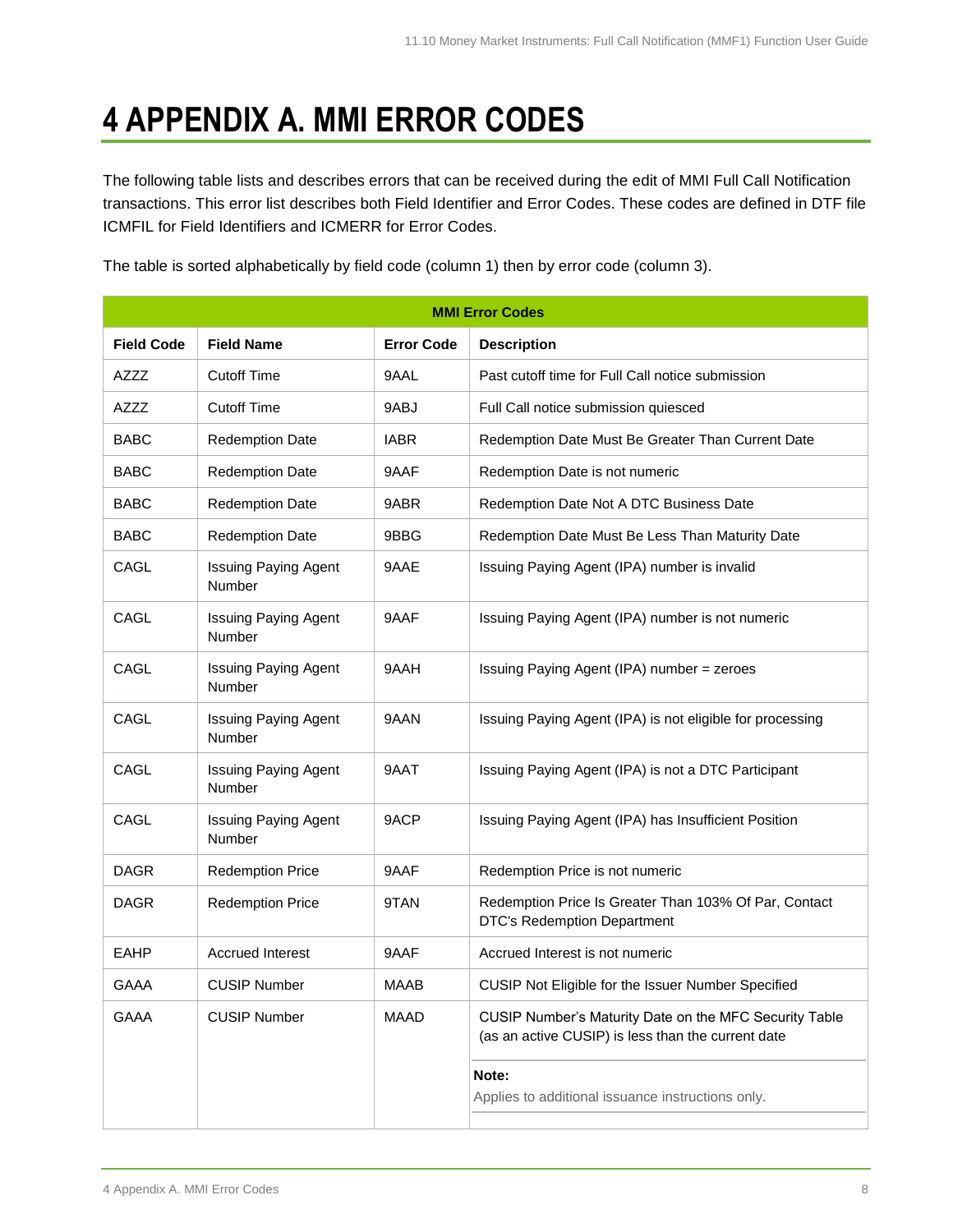# 4 APPENDIX A. MMI ERROR CODES

The following table lists and describes errors that can be received during the edit of MMI Full Call Notification transactions. This error list describes both Field Identifier and Error Codes. These codes are defined in DTF file ICMFIL for Field Identifiers and ICMERR for Error Codes.

The table is sorted alphabetically by field code (column 1) then by error code (column 3).

| MMI Error Codes | | | |
|---|---|---|---|
| **Field Code** | **Field Name** | **Error Code** | **Description** |
| AZZZ | Cutoff Time | 9AAL | Past cutoff time for Full Call notice submission |
| AZZZ | Cutoff Time | 9ABJ | Full Call notice submission quiesced |
| BABC | Redemption Date | IABR | Redemption Date Must Be Greater Than Current Date |
| BABC | Redemption Date | 9AAF | Redemption Date is not numeric |
| BABC | Redemption Date | 9ABR | Redemption Date Not A DTC Business Date |
| BABC | Redemption Date | 9BBG | Redemption Date Must Be Less Than Maturity Date |
| CAGL | Issuing Paying Agent Number | 9AAE | Issuing Paying Agent (IPA) number is invalid |
| CAGL | Issuing Paying Agent Number | 9AAF | Issuing Paying Agent (IPA) number is not numeric |
| CAGL | Issuing Paying Agent Number | 9AAH | Issuing Paying Agent (IPA) number = zeroes |
| CAGL | Issuing Paying Agent Number | 9AAN | Issuing Paying Agent (IPA) is not eligible for processing |
| CAGL | Issuing Paying Agent Number | 9AAT | Issuing Paying Agent (IPA) is not a DTC Participant |
| CAGL | Issuing Paying Agent Number | 9ACP | Issuing Paying Agent (IPA) has Insufficient Position |
| DAGR | Redemption Price | 9AAF | Redemption Price is not numeric |
| DAGR | Redemption Price | 9TAN | Redemption Price Is Greater Than 103% Of Par, Contact DTC's Redemption Department |
| EAHP | Accrued Interest | 9AAF | Accrued Interest is not numeric |
| GAAA | CUSIP Number | MAAB | CUSIP Not Eligible for the Issuer Number Specified |
| GAAA | CUSIP Number | MAAD | CUSIP Number's Maturity Date on the MFC Security Table (as an active CUSIP) is less than the current date<br><br>**Note:**<br>Applies to additional issuance instructions only. |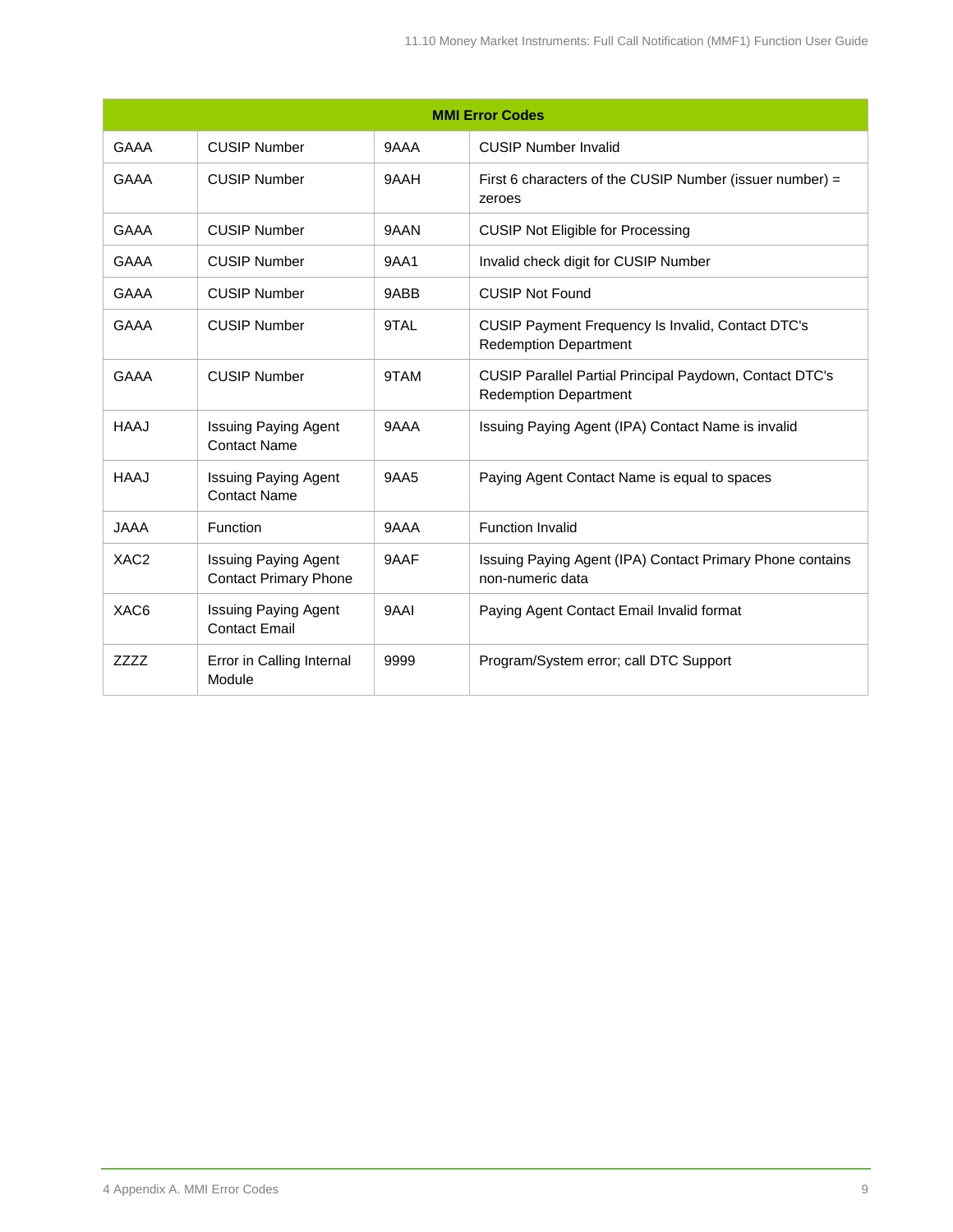| MMI Error Codes | | | |
|---|---|---|---|
| GAAA | CUSIP Number | 9AAA | CUSIP Number Invalid |
| GAAA | CUSIP Number | 9AAH | First 6 characters of the CUSIP Number (issuer number) = zeroes |
| GAAA | CUSIP Number | 9AAN | CUSIP Not Eligible for Processing |
| GAAA | CUSIP Number | 9AA1 | Invalid check digit for CUSIP Number |
| GAAA | CUSIP Number | 9ABB | CUSIP Not Found |
| GAAA | CUSIP Number | 9TAL | CUSIP Payment Frequency Is Invalid, Contact DTC's Redemption Department |
| GAAA | CUSIP Number | 9TAM | CUSIP Parallel Partial Principal Paydown, Contact DTC's Redemption Department |
| HAAJ | Issuing Paying Agent Contact Name | 9AAA | Issuing Paying Agent (IPA) Contact Name is invalid |
| HAAJ | Issuing Paying Agent Contact Name | 9AA5 | Paying Agent Contact Name is equal to spaces |
| JAAA | Function | 9AAA | Function Invalid |
| XAC2 | Issuing Paying Agent Contact Primary Phone | 9AAF | Issuing Paying Agent (IPA) Contact Primary Phone contains non-numeric data |
| XAC6 | Issuing Paying Agent Contact Email | 9AAI | Paying Agent Contact Email Invalid format |
| ZZZZ | Error in Calling Internal Module | 9999 | Program/System error; call DTC Support |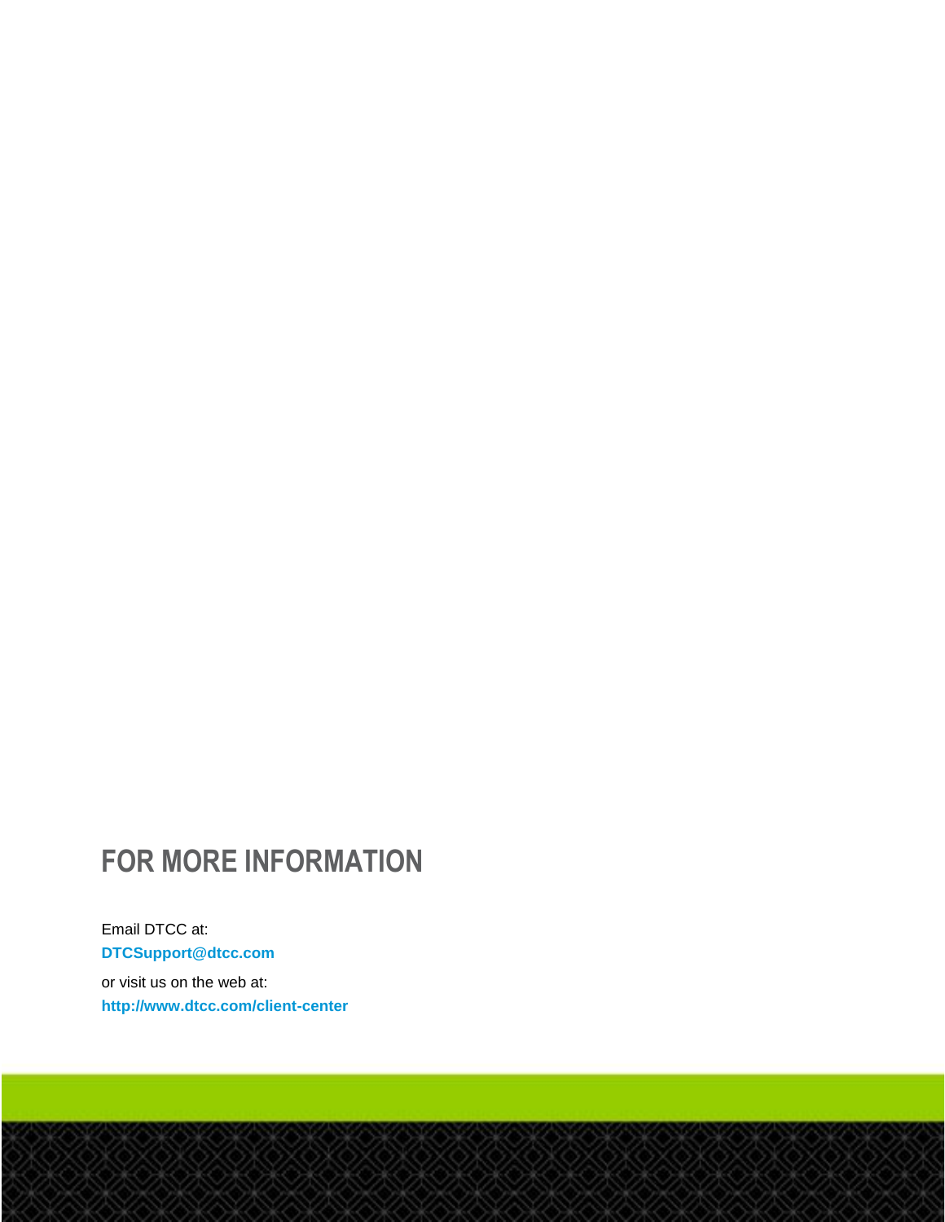## FOR MORE INFORMATION

Email DTCC at:

**DTCSupport@dtcc.com**

or visit us on the web at:

**http://www.dtcc.com/client-center**